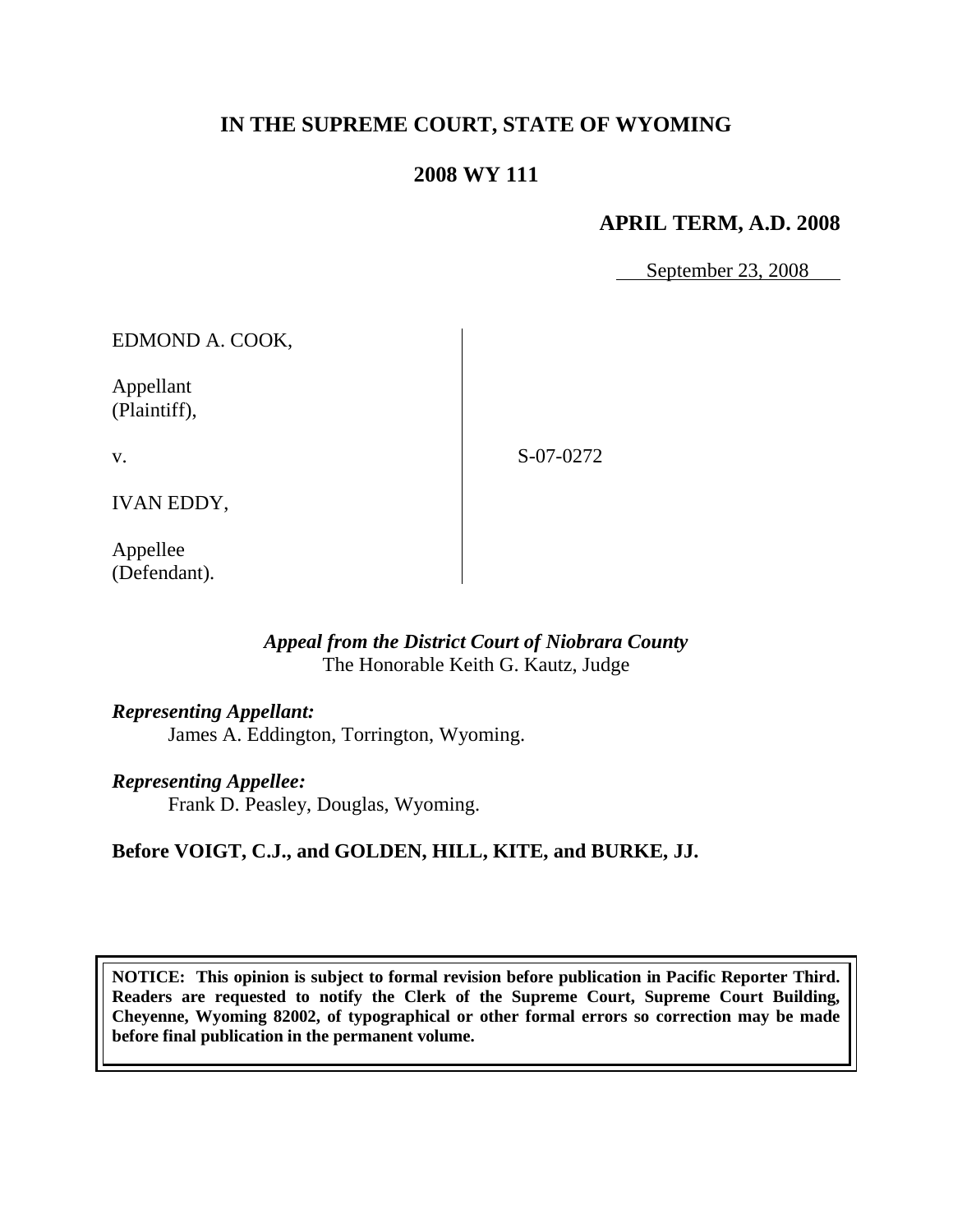# IN THE SUPREME COURT, STATE OF WYOMING

## 2008 WY 111

### APRIL TERM, A.D. 2008

September 23, 2008

| | |
|---|---|
| EDMOND A. COOK,<br><br>Appellant<br>(Plaintiff),<br><br>v.<br><br>IVAN EDDY,<br><br>Appellee<br>(Defendant). | S-07-0272 |

*Appeal from the District Court of Niobrara County*
The Honorable Keith G. Kautz, Judge

***Representing Appellant:***
James A. Eddington, Torrington, Wyoming.

***Representing Appellee:***
Frank D. Peasley, Douglas, Wyoming.

**Before VOIGT, C.J., and GOLDEN, HILL, KITE, and BURKE, JJ.**

**NOTICE: This opinion is subject to formal revision before publication in Pacific Reporter Third. Readers are requested to notify the Clerk of the Supreme Court, Supreme Court Building, Cheyenne, Wyoming 82002, of typographical or other formal errors so correction may be made before final publication in the permanent volume.**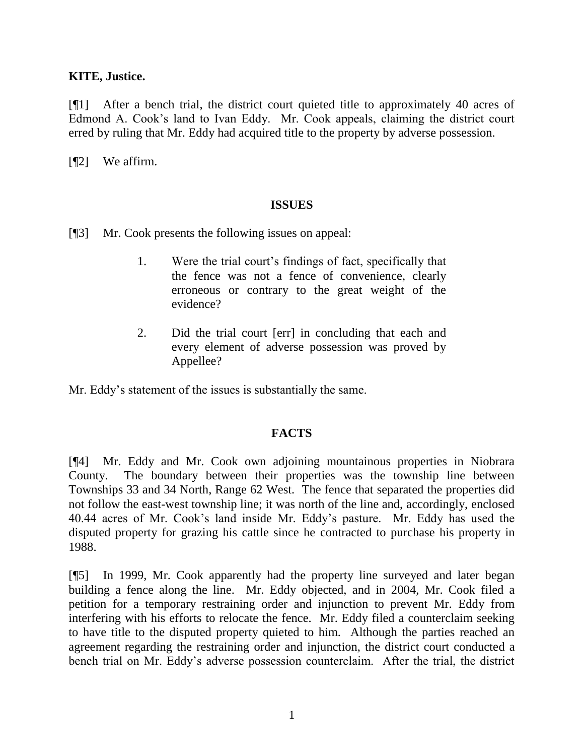**KITE, Justice.**

[¶1] After a bench trial, the district court quieted title to approximately 40 acres of Edmond A. Cook's land to Ivan Eddy. Mr. Cook appeals, claiming the district court erred by ruling that Mr. Eddy had acquired title to the property by adverse possession.

[¶2] We affirm.

## ISSUES

[¶3] Mr. Cook presents the following issues on appeal:

> 1. Were the trial court's findings of fact, specifically that the fence was not a fence of convenience, clearly erroneous or contrary to the great weight of the evidence?
>
> 2. Did the trial court [err] in concluding that each and every element of adverse possession was proved by Appellee?

Mr. Eddy's statement of the issues is substantially the same.

## FACTS

[¶4] Mr. Eddy and Mr. Cook own adjoining mountainous properties in Niobrara County. The boundary between their properties was the township line between Townships 33 and 34 North, Range 62 West. The fence that separated the properties did not follow the east-west township line; it was north of the line and, accordingly, enclosed 40.44 acres of Mr. Cook's land inside Mr. Eddy's pasture. Mr. Eddy has used the disputed property for grazing his cattle since he contracted to purchase his property in 1988.

[¶5] In 1999, Mr. Cook apparently had the property line surveyed and later began building a fence along the line. Mr. Eddy objected, and in 2004, Mr. Cook filed a petition for a temporary restraining order and injunction to prevent Mr. Eddy from interfering with his efforts to relocate the fence. Mr. Eddy filed a counterclaim seeking to have title to the disputed property quieted to him. Although the parties reached an agreement regarding the restraining order and injunction, the district court conducted a bench trial on Mr. Eddy's adverse possession counterclaim. After the trial, the district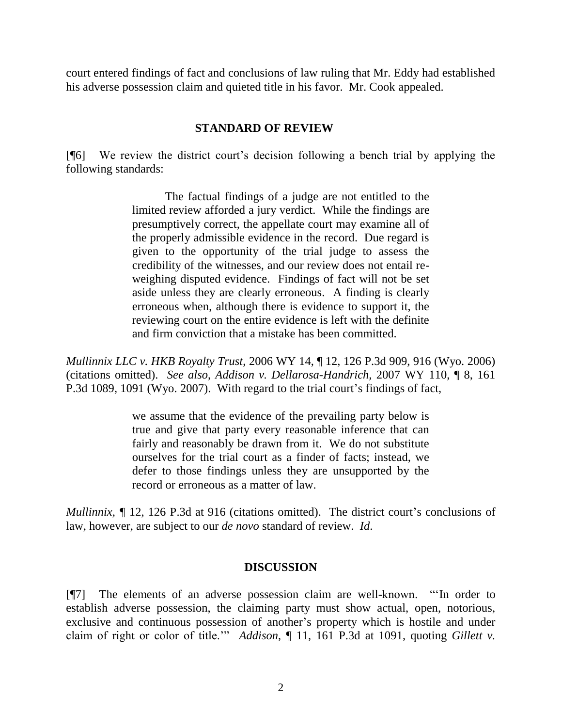court entered findings of fact and conclusions of law ruling that Mr. Eddy had established his adverse possession claim and quieted title in his favor. Mr. Cook appealed.

## STANDARD OF REVIEW

[¶6] We review the district court's decision following a bench trial by applying the following standards:

> The factual findings of a judge are not entitled to the limited review afforded a jury verdict. While the findings are presumptively correct, the appellate court may examine all of the properly admissible evidence in the record. Due regard is given to the opportunity of the trial judge to assess the credibility of the witnesses, and our review does not entail re-weighing disputed evidence. Findings of fact will not be set aside unless they are clearly erroneous. A finding is clearly erroneous when, although there is evidence to support it, the reviewing court on the entire evidence is left with the definite and firm conviction that a mistake has been committed.

*Mullinnix LLC v. HKB Royalty Trust*, 2006 WY 14, ¶ 12, 126 P.3d 909, 916 (Wyo. 2006) (citations omitted). *See also*, *Addison v. Dellarosa-Handrich*, 2007 WY 110, ¶ 8, 161 P.3d 1089, 1091 (Wyo. 2007). With regard to the trial court's findings of fact,

> we assume that the evidence of the prevailing party below is true and give that party every reasonable inference that can fairly and reasonably be drawn from it. We do not substitute ourselves for the trial court as a finder of facts; instead, we defer to those findings unless they are unsupported by the record or erroneous as a matter of law.

*Mullinnix*, ¶ 12, 126 P.3d at 916 (citations omitted). The district court's conclusions of law, however, are subject to our *de novo* standard of review. *Id*.

## DISCUSSION

[¶7] The elements of an adverse possession claim are well-known. "'In order to establish adverse possession, the claiming party must show actual, open, notorious, exclusive and continuous possession of another's property which is hostile and under claim of right or color of title.'" *Addison*, ¶ 11, 161 P.3d at 1091, quoting *Gillett v.*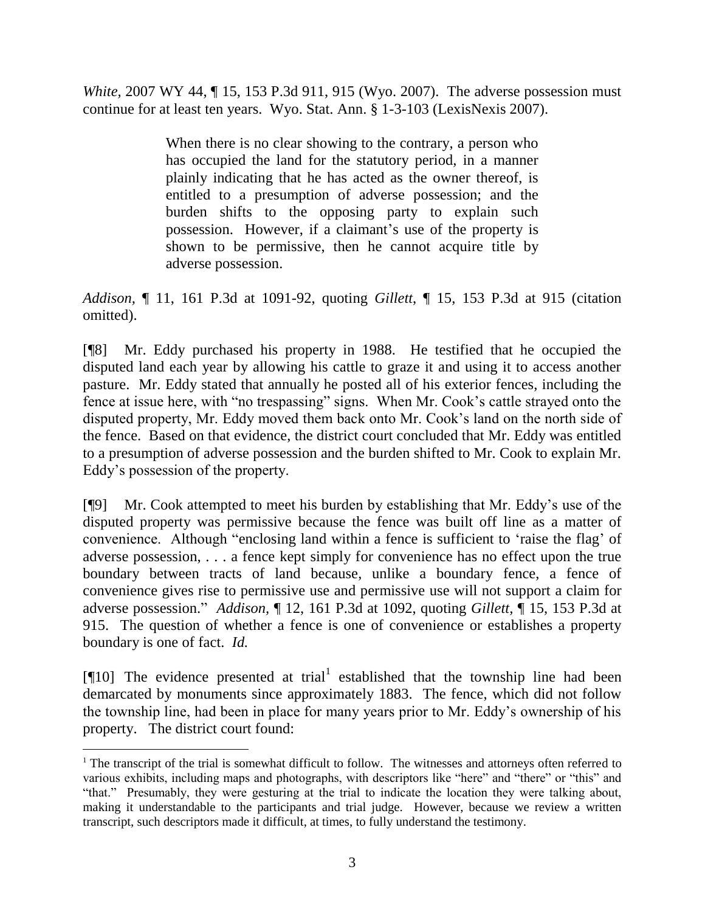*White*, 2007 WY 44, ¶ 15, 153 P.3d 911, 915 (Wyo. 2007). The adverse possession must continue for at least ten years. Wyo. Stat. Ann. § 1-3-103 (LexisNexis 2007).

> When there is no clear showing to the contrary, a person who has occupied the land for the statutory period, in a manner plainly indicating that he has acted as the owner thereof, is entitled to a presumption of adverse possession; and the burden shifts to the opposing party to explain such possession. However, if a claimant's use of the property is shown to be permissive, then he cannot acquire title by adverse possession.

*Addison*, ¶ 11, 161 P.3d at 1091-92, quoting *Gillett*, ¶ 15, 153 P.3d at 915 (citation omitted).

[¶8] Mr. Eddy purchased his property in 1988. He testified that he occupied the disputed land each year by allowing his cattle to graze it and using it to access another pasture. Mr. Eddy stated that annually he posted all of his exterior fences, including the fence at issue here, with "no trespassing" signs. When Mr. Cook's cattle strayed onto the disputed property, Mr. Eddy moved them back onto Mr. Cook's land on the north side of the fence. Based on that evidence, the district court concluded that Mr. Eddy was entitled to a presumption of adverse possession and the burden shifted to Mr. Cook to explain Mr. Eddy's possession of the property.

[¶9] Mr. Cook attempted to meet his burden by establishing that Mr. Eddy's use of the disputed property was permissive because the fence was built off line as a matter of convenience. Although "enclosing land within a fence is sufficient to 'raise the flag' of adverse possession, . . . a fence kept simply for convenience has no effect upon the true boundary between tracts of land because, unlike a boundary fence, a fence of convenience gives rise to permissive use and permissive use will not support a claim for adverse possession." *Addison,* ¶ 12, 161 P.3d at 1092, quoting *Gillett*, ¶ 15, 153 P.3d at 915. The question of whether a fence is one of convenience or establishes a property boundary is one of fact. *Id.*

[¶10] The evidence presented at trial[1] established that the township line had been demarcated by monuments since approximately 1883. The fence, which did not follow the township line, had been in place for many years prior to Mr. Eddy's ownership of his property. The district court found:

[1] The transcript of the trial is somewhat difficult to follow. The witnesses and attorneys often referred to various exhibits, including maps and photographs, with descriptors like "here" and "there" or "this" and "that." Presumably, they were gesturing at the trial to indicate the location they were talking about, making it understandable to the participants and trial judge. However, because we review a written transcript, such descriptors made it difficult, at times, to fully understand the testimony.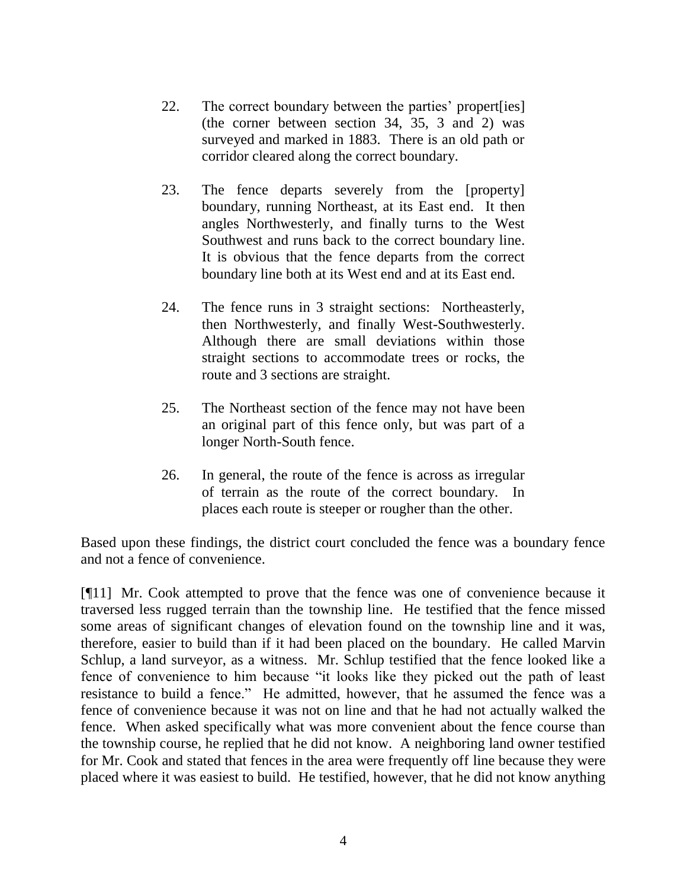22. The correct boundary between the parties' propert[ies] (the corner between section 34, 35, 3 and 2) was surveyed and marked in 1883. There is an old path or corridor cleared along the correct boundary.

23. The fence departs severely from the [property] boundary, running Northeast, at its East end. It then angles Northwesterly, and finally turns to the West Southwest and runs back to the correct boundary line. It is obvious that the fence departs from the correct boundary line both at its West end and at its East end.

24. The fence runs in 3 straight sections: Northeasterly, then Northwesterly, and finally West-Southwesterly. Although there are small deviations within those straight sections to accommodate trees or rocks, the route and 3 sections are straight.

25. The Northeast section of the fence may not have been an original part of this fence only, but was part of a longer North-South fence.

26. In general, the route of the fence is across as irregular of terrain as the route of the correct boundary. In places each route is steeper or rougher than the other.

Based upon these findings, the district court concluded the fence was a boundary fence and not a fence of convenience.

[¶11] Mr. Cook attempted to prove that the fence was one of convenience because it traversed less rugged terrain than the township line. He testified that the fence missed some areas of significant changes of elevation found on the township line and it was, therefore, easier to build than if it had been placed on the boundary. He called Marvin Schlup, a land surveyor, as a witness. Mr. Schlup testified that the fence looked like a fence of convenience to him because "it looks like they picked out the path of least resistance to build a fence." He admitted, however, that he assumed the fence was a fence of convenience because it was not on line and that he had not actually walked the fence. When asked specifically what was more convenient about the fence course than the township course, he replied that he did not know. A neighboring land owner testified for Mr. Cook and stated that fences in the area were frequently off line because they were placed where it was easiest to build. He testified, however, that he did not know anything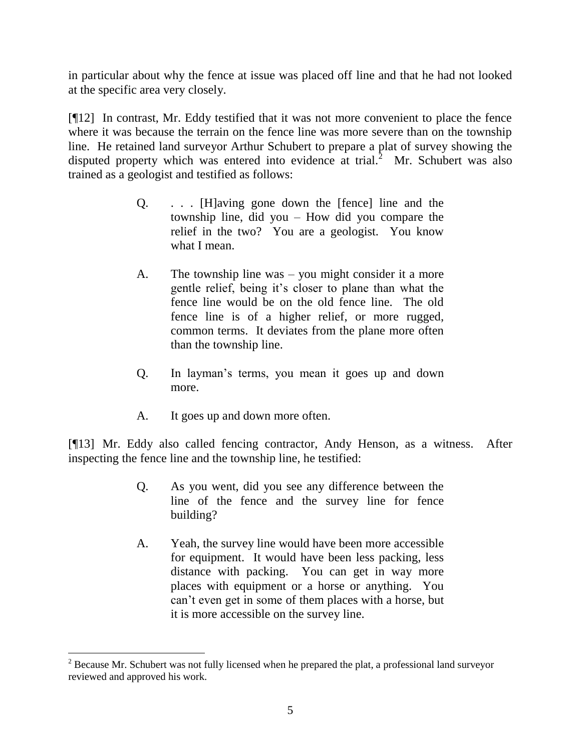in particular about why the fence at issue was placed off line and that he had not looked at the specific area very closely.

[¶12] In contrast, Mr. Eddy testified that it was not more convenient to place the fence where it was because the terrain on the fence line was more severe than on the township line. He retained land surveyor Arthur Schubert to prepare a plat of survey showing the disputed property which was entered into evidence at trial.[2] Mr. Schubert was also trained as a geologist and testified as follows:

> Q. . . . [H]aving gone down the [fence] line and the township line, did you – How did you compare the relief in the two? You are a geologist. You know what I mean.
>
> A. The township line was – you might consider it a more gentle relief, being it's closer to plane than what the fence line would be on the old fence line. The old fence line is of a higher relief, or more rugged, common terms. It deviates from the plane more often than the township line.
>
> Q. In layman's terms, you mean it goes up and down more.
>
> A. It goes up and down more often.

[¶13] Mr. Eddy also called fencing contractor, Andy Henson, as a witness. After inspecting the fence line and the township line, he testified:

> Q. As you went, did you see any difference between the line of the fence and the survey line for fence building?
>
> A. Yeah, the survey line would have been more accessible for equipment. It would have been less packing, less distance with packing. You can get in way more places with equipment or a horse or anything. You can't even get in some of them places with a horse, but it is more accessible on the survey line.

---

[2] Because Mr. Schubert was not fully licensed when he prepared the plat, a professional land surveyor reviewed and approved his work.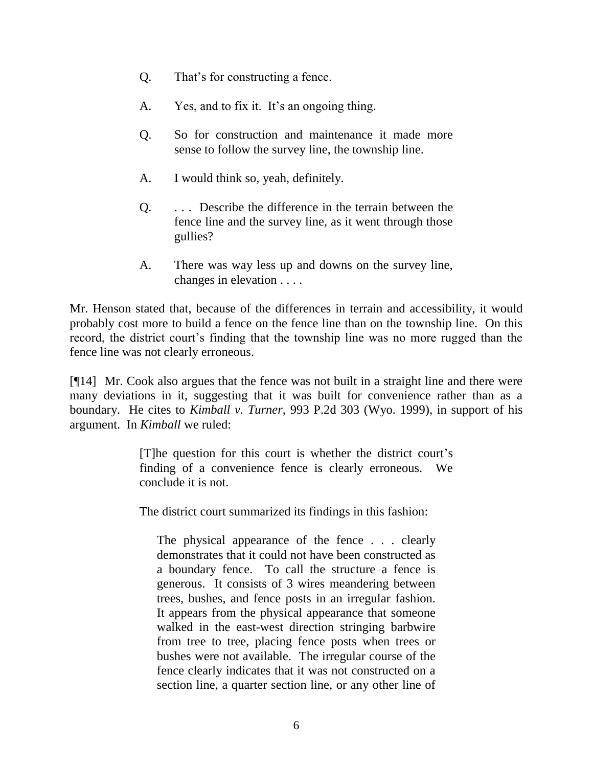> Q. That's for constructing a fence.
>
> A. Yes, and to fix it. It's an ongoing thing.
>
> Q. So for construction and maintenance it made more sense to follow the survey line, the township line.
>
> A. I would think so, yeah, definitely.
>
> Q. . . . Describe the difference in the terrain between the fence line and the survey line, as it went through those gullies?
>
> A. There was way less up and downs on the survey line, changes in elevation . . . .

Mr. Henson stated that, because of the differences in terrain and accessibility, it would probably cost more to build a fence on the fence line than on the township line. On this record, the district court's finding that the township line was no more rugged than the fence line was not clearly erroneous.

[¶14] Mr. Cook also argues that the fence was not built in a straight line and there were many deviations in it, suggesting that it was built for convenience rather than as a boundary. He cites to *Kimball v. Turner*, 993 P.2d 303 (Wyo. 1999), in support of his argument. In *Kimball* we ruled:

> [T]he question for this court is whether the district court's finding of a convenience fence is clearly erroneous. We conclude it is not.
>
> The district court summarized its findings in this fashion:
>
> > The physical appearance of the fence . . . clearly demonstrates that it could not have been constructed as a boundary fence. To call the structure a fence is generous. It consists of 3 wires meandering between trees, bushes, and fence posts in an irregular fashion. It appears from the physical appearance that someone walked in the east-west direction stringing barbwire from tree to tree, placing fence posts when trees or bushes were not available. The irregular course of the fence clearly indicates that it was not constructed on a section line, a quarter section line, or any other line of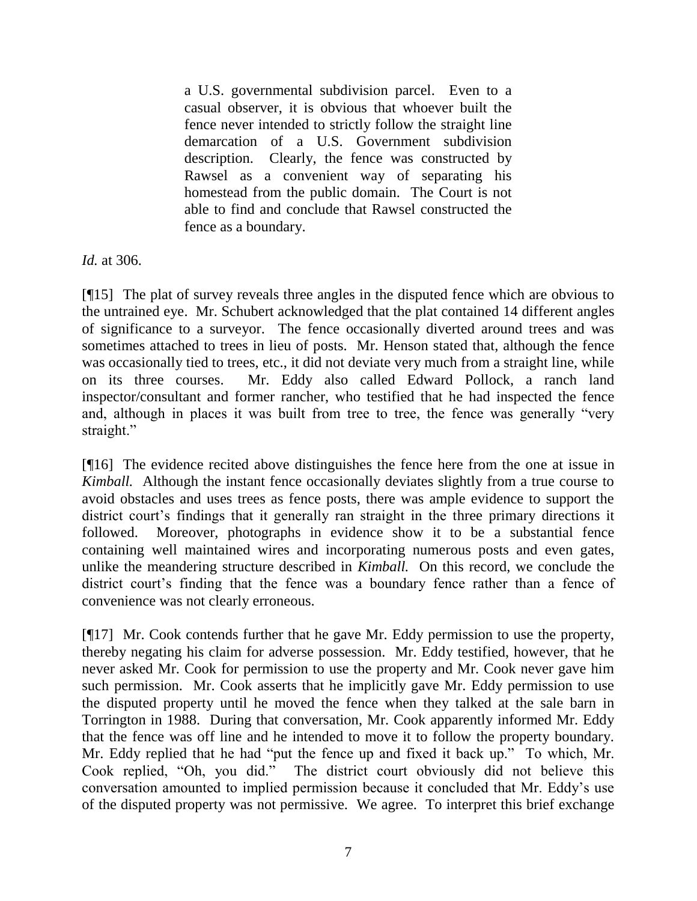> a U.S. governmental subdivision parcel. Even to a casual observer, it is obvious that whoever built the fence never intended to strictly follow the straight line demarcation of a U.S. Government subdivision description. Clearly, the fence was constructed by Rawsel as a convenient way of separating his homestead from the public domain. The Court is not able to find and conclude that Rawsel constructed the fence as a boundary.

*Id.* at 306.

[¶15] The plat of survey reveals three angles in the disputed fence which are obvious to the untrained eye. Mr. Schubert acknowledged that the plat contained 14 different angles of significance to a surveyor. The fence occasionally diverted around trees and was sometimes attached to trees in lieu of posts. Mr. Henson stated that, although the fence was occasionally tied to trees, etc., it did not deviate very much from a straight line, while on its three courses. Mr. Eddy also called Edward Pollock, a ranch land inspector/consultant and former rancher, who testified that he had inspected the fence and, although in places it was built from tree to tree, the fence was generally "very straight."

[¶16] The evidence recited above distinguishes the fence here from the one at issue in *Kimball.* Although the instant fence occasionally deviates slightly from a true course to avoid obstacles and uses trees as fence posts, there was ample evidence to support the district court's findings that it generally ran straight in the three primary directions it followed. Moreover, photographs in evidence show it to be a substantial fence containing well maintained wires and incorporating numerous posts and even gates, unlike the meandering structure described in *Kimball.* On this record, we conclude the district court's finding that the fence was a boundary fence rather than a fence of convenience was not clearly erroneous.

[¶17] Mr. Cook contends further that he gave Mr. Eddy permission to use the property, thereby negating his claim for adverse possession. Mr. Eddy testified, however, that he never asked Mr. Cook for permission to use the property and Mr. Cook never gave him such permission. Mr. Cook asserts that he implicitly gave Mr. Eddy permission to use the disputed property until he moved the fence when they talked at the sale barn in Torrington in 1988. During that conversation, Mr. Cook apparently informed Mr. Eddy that the fence was off line and he intended to move it to follow the property boundary. Mr. Eddy replied that he had "put the fence up and fixed it back up." To which, Mr. Cook replied, "Oh, you did." The district court obviously did not believe this conversation amounted to implied permission because it concluded that Mr. Eddy's use of the disputed property was not permissive. We agree. To interpret this brief exchange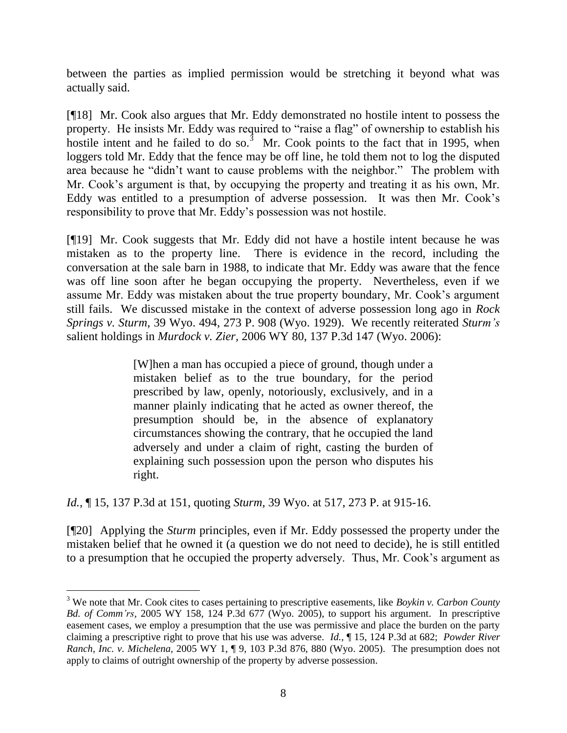between the parties as implied permission would be stretching it beyond what was actually said.

[¶18] Mr. Cook also argues that Mr. Eddy demonstrated no hostile intent to possess the property. He insists Mr. Eddy was required to "raise a flag" of ownership to establish his hostile intent and he failed to do so.[3] Mr. Cook points to the fact that in 1995, when loggers told Mr. Eddy that the fence may be off line, he told them not to log the disputed area because he "didn't want to cause problems with the neighbor." The problem with Mr. Cook's argument is that, by occupying the property and treating it as his own, Mr. Eddy was entitled to a presumption of adverse possession. It was then Mr. Cook's responsibility to prove that Mr. Eddy's possession was not hostile.

[¶19] Mr. Cook suggests that Mr. Eddy did not have a hostile intent because he was mistaken as to the property line. There is evidence in the record, including the conversation at the sale barn in 1988, to indicate that Mr. Eddy was aware that the fence was off line soon after he began occupying the property. Nevertheless, even if we assume Mr. Eddy was mistaken about the true property boundary, Mr. Cook's argument still fails. We discussed mistake in the context of adverse possession long ago in *Rock Springs v. Sturm*, 39 Wyo. 494, 273 P. 908 (Wyo. 1929). We recently reiterated *Sturm's* salient holdings in *Murdock v. Zier*, 2006 WY 80, 137 P.3d 147 (Wyo. 2006):

> [W]hen a man has occupied a piece of ground, though under a mistaken belief as to the true boundary, for the period prescribed by law, openly, notoriously, exclusively, and in a manner plainly indicating that he acted as owner thereof, the presumption should be, in the absence of explanatory circumstances showing the contrary, that he occupied the land adversely and under a claim of right, casting the burden of explaining such possession upon the person who disputes his right.

*Id.*, ¶ 15, 137 P.3d at 151, quoting *Sturm*, 39 Wyo. at 517, 273 P. at 915-16.

[¶20] Applying the *Sturm* principles, even if Mr. Eddy possessed the property under the mistaken belief that he owned it (a question we do not need to decide), he is still entitled to a presumption that he occupied the property adversely. Thus, Mr. Cook's argument as

---

[3] We note that Mr. Cook cites to cases pertaining to prescriptive easements, like *Boykin v. Carbon County Bd. of Comm'rs*, 2005 WY 158, 124 P.3d 677 (Wyo. 2005), to support his argument. In prescriptive easement cases, we employ a presumption that the use was permissive and place the burden on the party claiming a prescriptive right to prove that his use was adverse. *Id.*, ¶ 15, 124 P.3d at 682; *Powder River Ranch, Inc. v. Michelena*, 2005 WY 1, ¶ 9, 103 P.3d 876, 880 (Wyo. 2005). The presumption does not apply to claims of outright ownership of the property by adverse possession.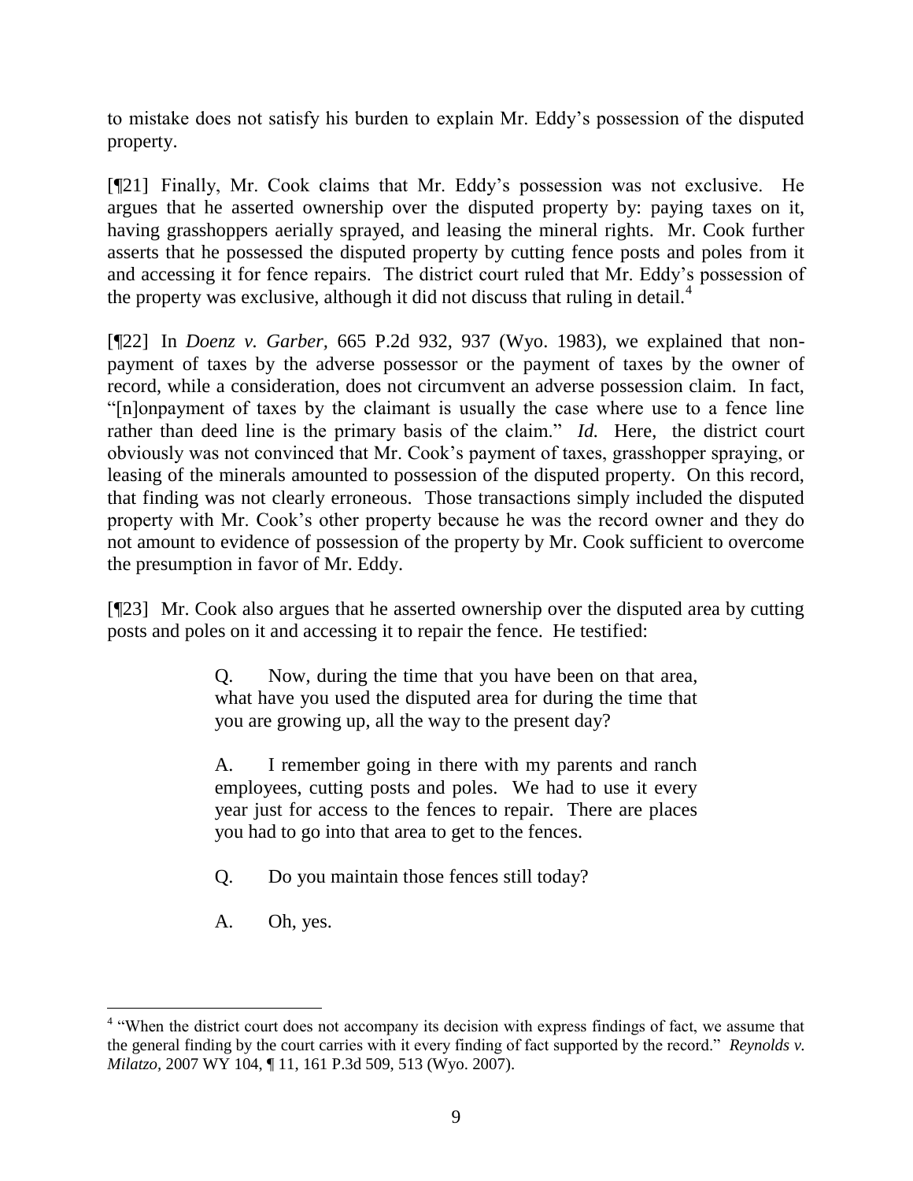to mistake does not satisfy his burden to explain Mr. Eddy's possession of the disputed property.

[¶21] Finally, Mr. Cook claims that Mr. Eddy's possession was not exclusive. He argues that he asserted ownership over the disputed property by: paying taxes on it, having grasshoppers aerially sprayed, and leasing the mineral rights. Mr. Cook further asserts that he possessed the disputed property by cutting fence posts and poles from it and accessing it for fence repairs. The district court ruled that Mr. Eddy's possession of the property was exclusive, although it did not discuss that ruling in detail.[4]

[¶22] In *Doenz v. Garber*, 665 P.2d 932, 937 (Wyo. 1983), we explained that non-payment of taxes by the adverse possessor or the payment of taxes by the owner of record, while a consideration, does not circumvent an adverse possession claim. In fact, "[n]onpayment of taxes by the claimant is usually the case where use to a fence line rather than deed line is the primary basis of the claim." *Id.* Here, the district court obviously was not convinced that Mr. Cook's payment of taxes, grasshopper spraying, or leasing of the minerals amounted to possession of the disputed property. On this record, that finding was not clearly erroneous. Those transactions simply included the disputed property with Mr. Cook's other property because he was the record owner and they do not amount to evidence of possession of the property by Mr. Cook sufficient to overcome the presumption in favor of Mr. Eddy.

[¶23] Mr. Cook also argues that he asserted ownership over the disputed area by cutting posts and poles on it and accessing it to repair the fence. He testified:

> Q. Now, during the time that you have been on that area, what have you used the disputed area for during the time that you are growing up, all the way to the present day?
>
> A. I remember going in there with my parents and ranch employees, cutting posts and poles. We had to use it every year just for access to the fences to repair. There are places you had to go into that area to get to the fences.
>
> Q. Do you maintain those fences still today?
>
> A. Oh, yes.

---

[4] "When the district court does not accompany its decision with express findings of fact, we assume that the general finding by the court carries with it every finding of fact supported by the record." *Reynolds v. Milatzo*, 2007 WY 104, ¶ 11, 161 P.3d 509, 513 (Wyo. 2007).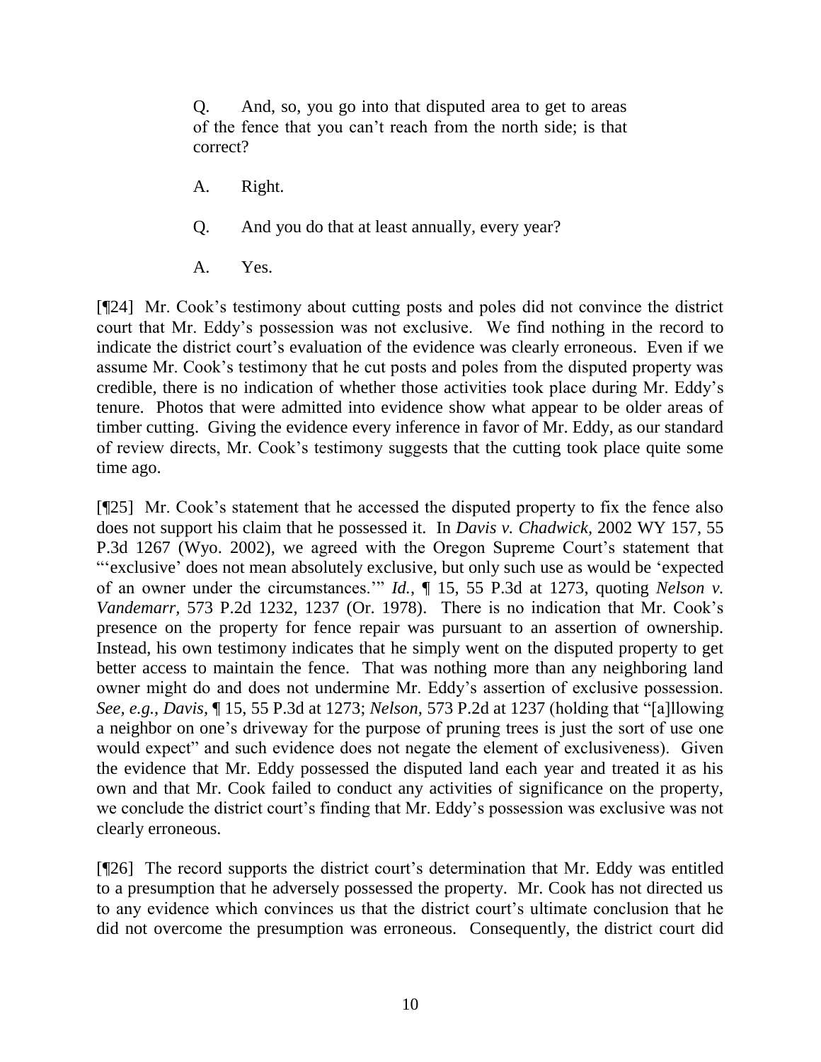> Q. And, so, you go into that disputed area to get to areas of the fence that you can't reach from the north side; is that correct?
>
> A. Right.
>
> Q. And you do that at least annually, every year?
>
> A. Yes.

[¶24] Mr. Cook's testimony about cutting posts and poles did not convince the district court that Mr. Eddy's possession was not exclusive. We find nothing in the record to indicate the district court's evaluation of the evidence was clearly erroneous. Even if we assume Mr. Cook's testimony that he cut posts and poles from the disputed property was credible, there is no indication of whether those activities took place during Mr. Eddy's tenure. Photos that were admitted into evidence show what appear to be older areas of timber cutting. Giving the evidence every inference in favor of Mr. Eddy, as our standard of review directs, Mr. Cook's testimony suggests that the cutting took place quite some time ago.

[¶25] Mr. Cook's statement that he accessed the disputed property to fix the fence also does not support his claim that he possessed it. In *Davis v. Chadwick,* 2002 WY 157, 55 P.3d 1267 (Wyo. 2002), we agreed with the Oregon Supreme Court's statement that "'exclusive' does not mean absolutely exclusive, but only such use as would be 'expected of an owner under the circumstances.'" *Id.*, ¶ 15, 55 P.3d at 1273, quoting *Nelson v. Vandemarr,* 573 P.2d 1232, 1237 (Or. 1978). There is no indication that Mr. Cook's presence on the property for fence repair was pursuant to an assertion of ownership. Instead, his own testimony indicates that he simply went on the disputed property to get better access to maintain the fence. That was nothing more than any neighboring land owner might do and does not undermine Mr. Eddy's assertion of exclusive possession. *See, e.g.*, *Davis,* ¶ 15, 55 P.3d at 1273; *Nelson,* 573 P.2d at 1237 (holding that "[a]llowing a neighbor on one's driveway for the purpose of pruning trees is just the sort of use one would expect" and such evidence does not negate the element of exclusiveness). Given the evidence that Mr. Eddy possessed the disputed land each year and treated it as his own and that Mr. Cook failed to conduct any activities of significance on the property, we conclude the district court's finding that Mr. Eddy's possession was exclusive was not clearly erroneous.

[¶26] The record supports the district court's determination that Mr. Eddy was entitled to a presumption that he adversely possessed the property. Mr. Cook has not directed us to any evidence which convinces us that the district court's ultimate conclusion that he did not overcome the presumption was erroneous. Consequently, the district court did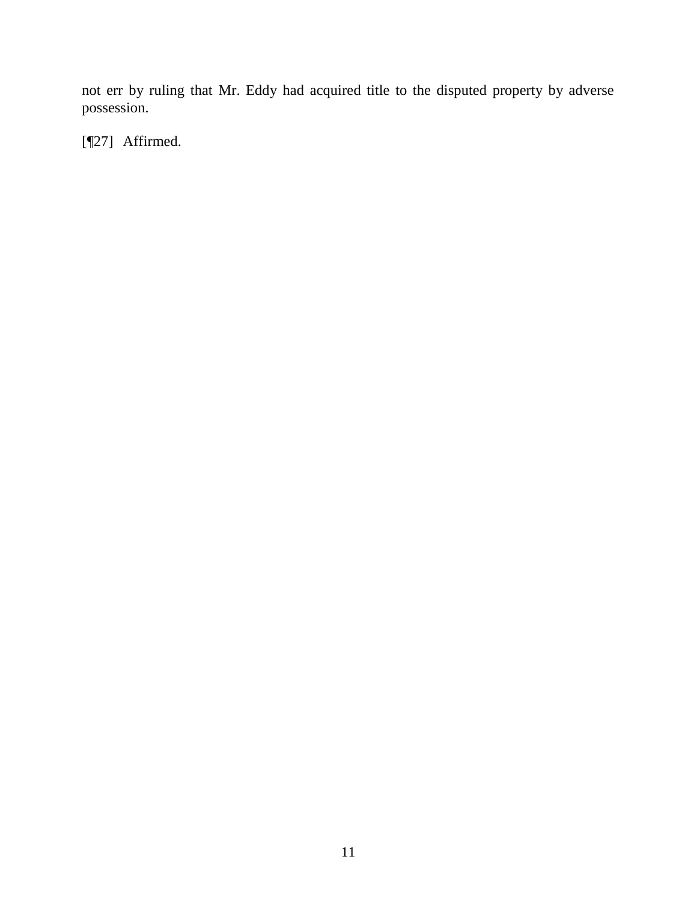not err by ruling that Mr. Eddy had acquired title to the disputed property by adverse possession.

[¶27] Affirmed.